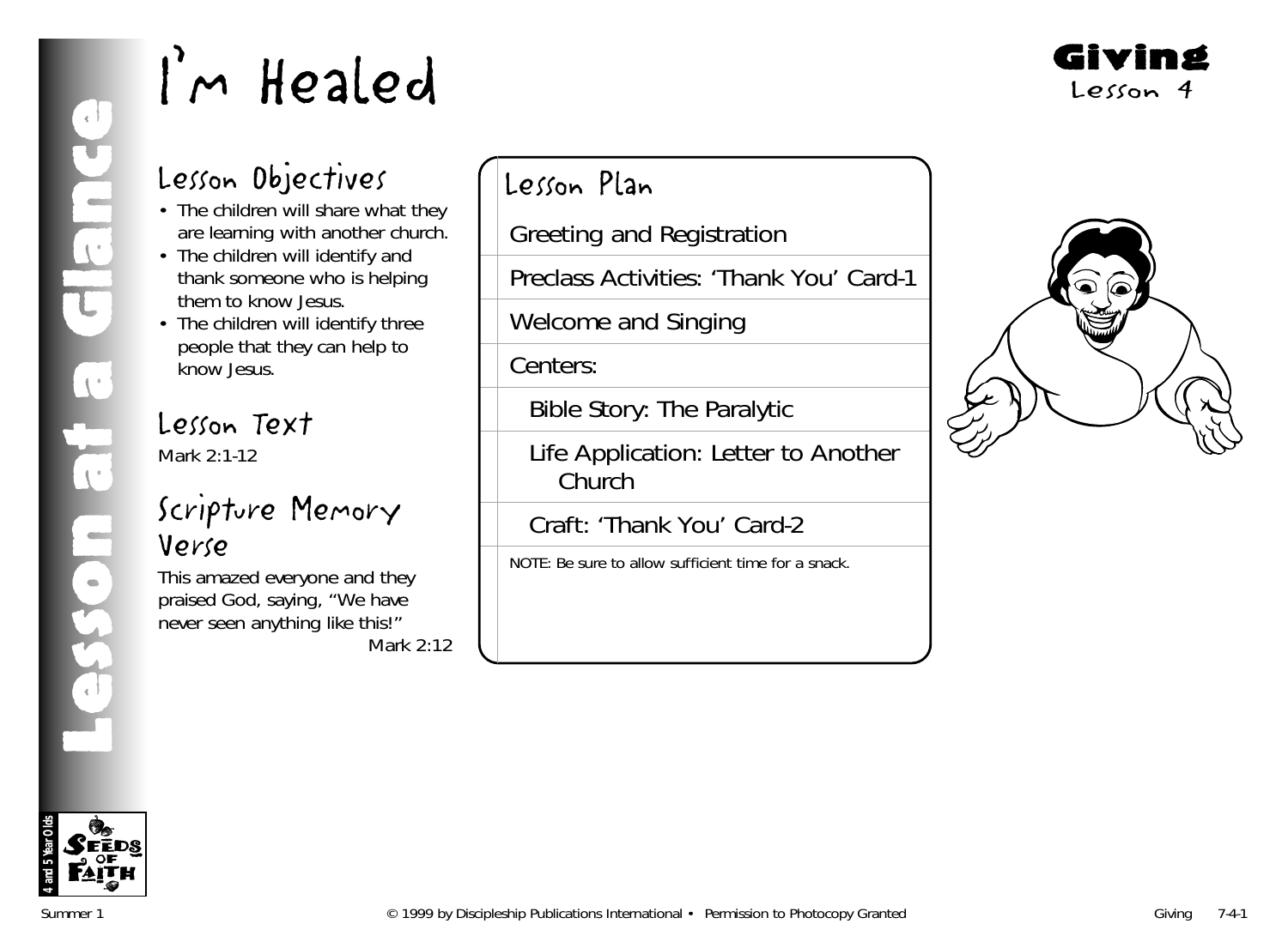# I'm Healed

**Giving**
Lesson 4

Lesson at a Glance

## Lesson Objectives

- The children will share what they are learning with another church.
- The children will identify and thank someone who is helping them to know Jesus.
- The children will identify three people that they can help to know Jesus.

## Lesson Text

Mark 2:1-12

## Scripture Memory Verse

This amazed everyone and they praised God, saying, "We have never seen anything like this!"
Mark 2:12

## Lesson Plan

- Greeting and Registration
- Preclass Activities: 'Thank You' Card-1
- Welcome and Singing
- Centers:
  - Bible Story: The Paralytic
  - Life Application: Letter to Another Church
  - Craft: 'Thank You' Card-2

NOTE: Be sure to allow sufficient time for a snack.

4 and 5 Year Olds
Seeds of Faith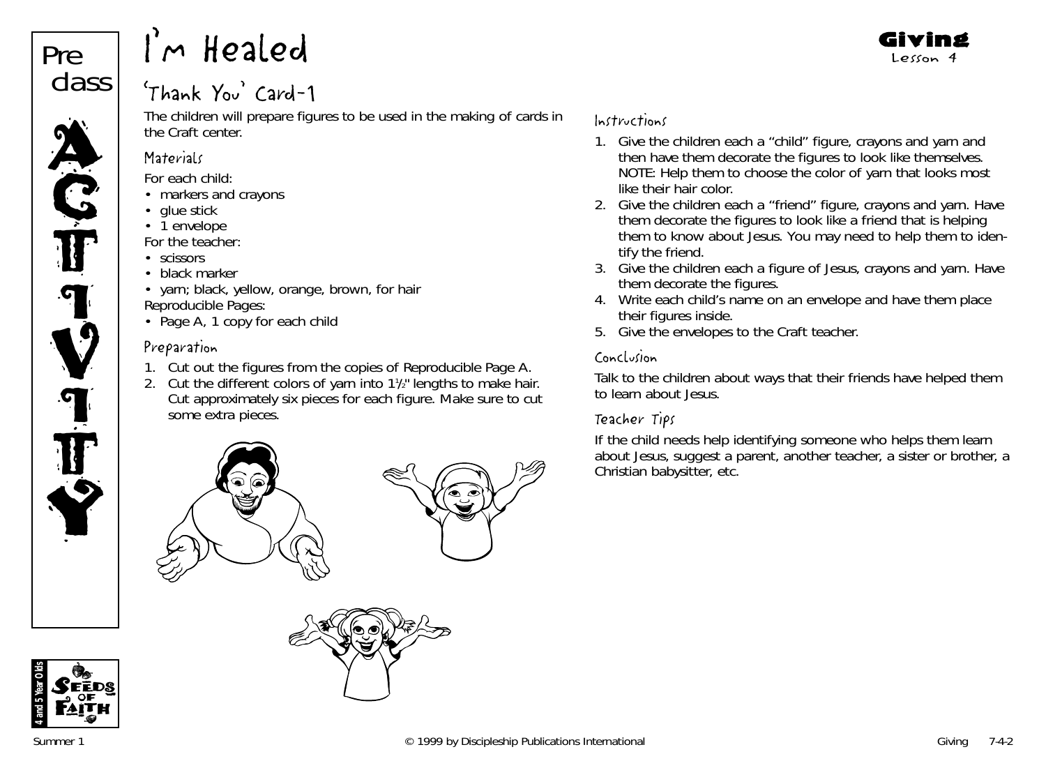# I'm Healed

**Giving**
Lesson 4

Pre class ACTIVITY

## 'Thank You' Card-1

The children will prepare figures to be used in the making of cards in the Craft center.

### Materials

For each child:
- markers and crayons
- glue stick
- 1 envelope

For the teacher:
- scissors
- black marker
- yarn; black, yellow, orange, brown, for hair

Reproducible Pages:
- Page A, 1 copy for each child

### Preparation

1. Cut out the figures from the copies of Reproducible Page A.
2. Cut the different colors of yarn into 1½" lengths to make hair. Cut approximately six pieces for each figure. Make sure to cut some extra pieces.

### Instructions

1. Give the children each a "child" figure, crayons and yarn and then have them decorate the figures to look like themselves. NOTE: Help them to choose the color of yarn that looks most like their hair color.
2. Give the children each a "friend" figure, crayons and yarn. Have them decorate the figures to look like a friend that is helping them to know about Jesus. You may need to help them to identify the friend.
3. Give the children each a figure of Jesus, crayons and yarn. Have them decorate the figures.
4. Write each child's name on an envelope and have them place their figures inside.
5. Give the envelopes to the Craft teacher.

### Conclusion

Talk to the children about ways that their friends have helped them to learn about Jesus.

### Teacher Tips

If the child needs help identifying someone who helps them learn about Jesus, suggest a parent, another teacher, a sister or brother, a Christian babysitter, etc.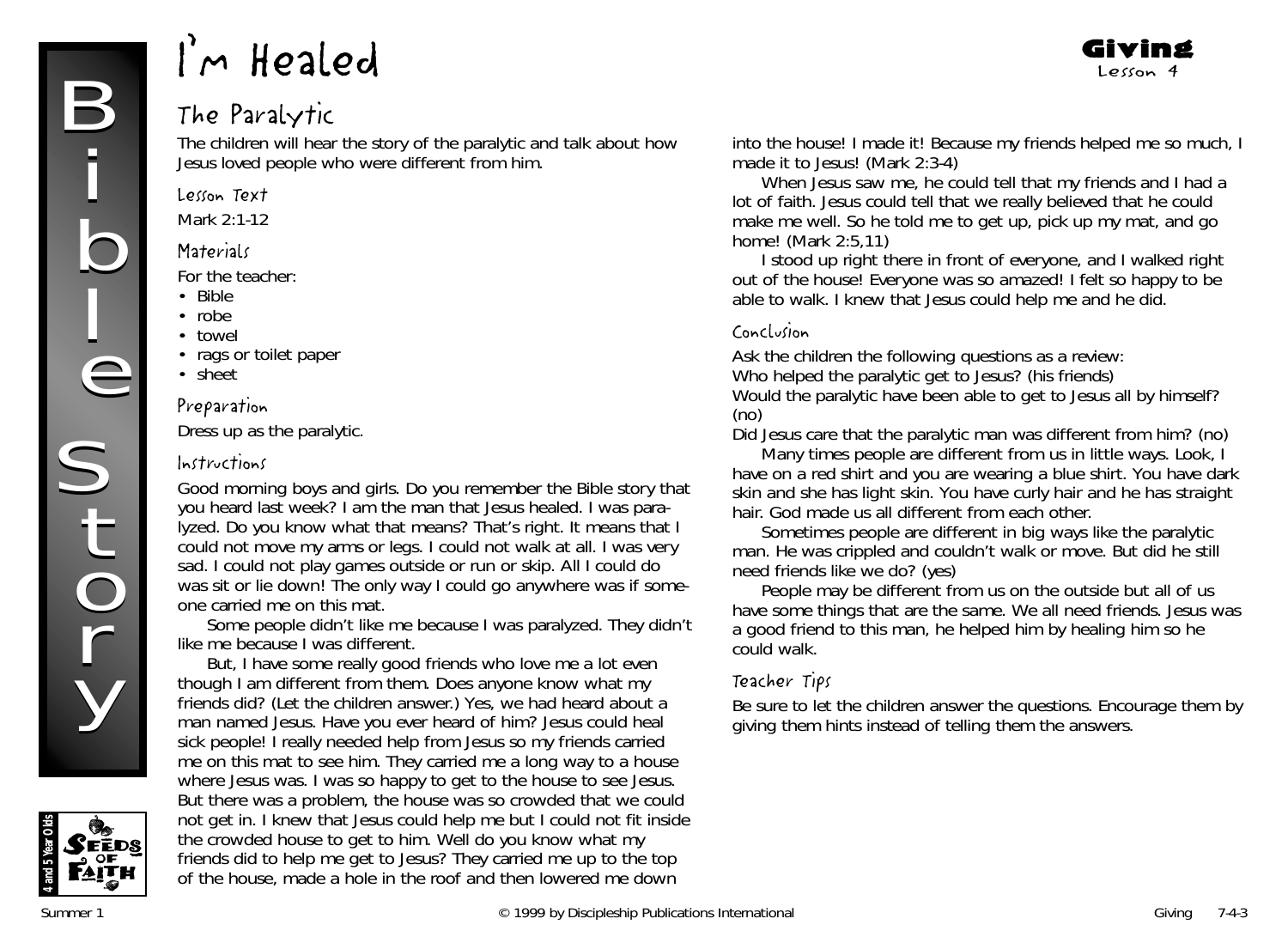# I'm Healed

**Giving**
Lesson 4

## The Paralytic

The children will hear the story of the paralytic and talk about how Jesus loved people who were different from him.

### Lesson Text

Mark 2:1-12

### Materials

For the teacher:

- Bible
- robe
- towel
- rags or toilet paper
- sheet

### Preparation

Dress up as the paralytic.

### Instructions

Good morning boys and girls. Do you remember the Bible story that you heard last week? I am the man that Jesus healed. I was paralyzed. Do you know what that means? That's right. It means that I could not move my arms or legs. I could not walk at all. I was very sad. I could not play games outside or run or skip. All I could do was sit or lie down! The only way I could go anywhere was if someone carried me on this mat.

Some people didn't like me because I was paralyzed. They didn't like me because I was different.

But, I have some really good friends who love me a lot even though I am different from them. Does anyone know what my friends did? (Let the children answer.) Yes, we had heard about a man named Jesus. Have you ever heard of him? Jesus could heal sick people! I really needed help from Jesus so my friends carried me on this mat to see him. They carried me a long way to a house where Jesus was. I was so happy to get to the house to see Jesus. But there was a problem, the house was so crowded that we could not get in. I knew that Jesus could help me but I could not fit inside the crowded house to get to him. Well do you know what my friends did to help me get to Jesus? They carried me up to the top of the house, made a hole in the roof and then lowered me down into the house! I made it! Because my friends helped me so much, I made it to Jesus! (Mark 2:3-4)

When Jesus saw me, he could tell that my friends and I had a lot of faith. Jesus could tell that we really believed that he could make me well. So he told me to get up, pick up my mat, and go home! (Mark 2:5,11)

I stood up right there in front of everyone, and I walked right out of the house! Everyone was so amazed! I felt so happy to be able to walk. I knew that Jesus could help me and he did.

### Conclusion

Ask the children the following questions as a review:
Who helped the paralytic get to Jesus? (his friends)
Would the paralytic have been able to get to Jesus all by himself? (no)
Did Jesus care that the paralytic man was different from him? (no)

Many times people are different from us in little ways. Look, I have on a red shirt and you are wearing a blue shirt. You have dark skin and she has light skin. You have curly hair and he has straight hair. God made us all different from each other.

Sometimes people are different in big ways like the paralytic man. He was crippled and couldn't walk or move. But did he still need friends like we do? (yes)

People may be different from us on the outside but all of us have some things that are the same. We all need friends. Jesus was a good friend to this man, he helped him by healing him so he could walk.

### Teacher Tips

Be sure to let the children answer the questions. Encourage them by giving them hints instead of telling them the answers.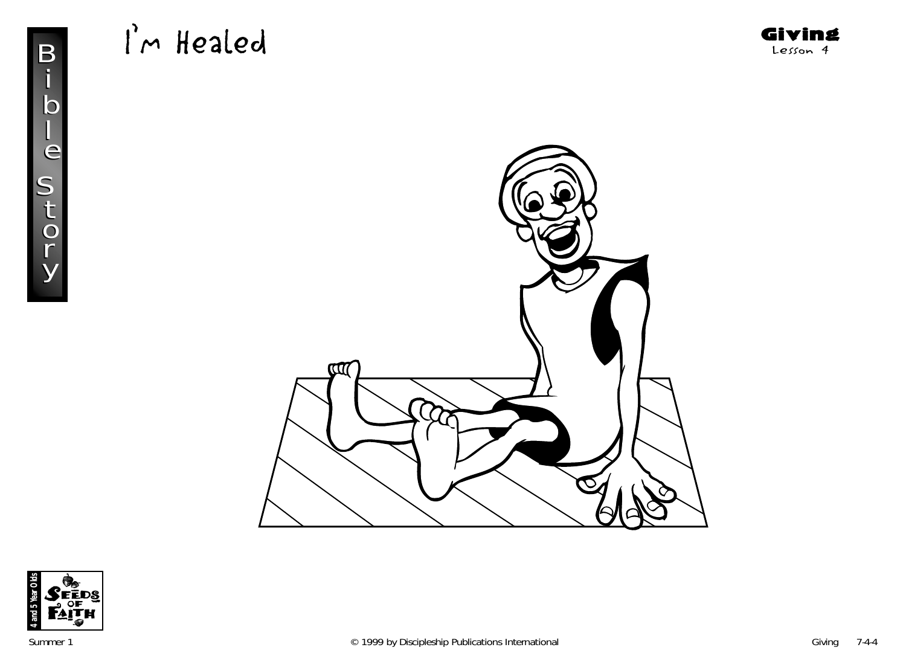# I'm Healed

**Giving**
Lesson 4

Bible Story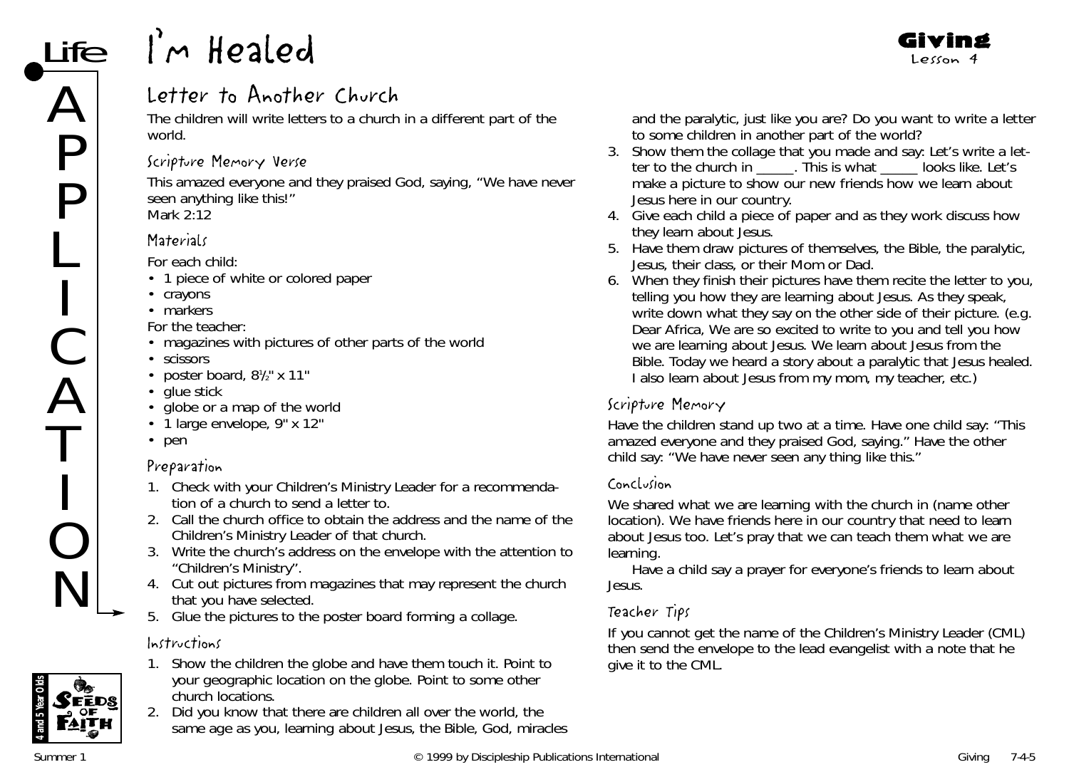# I'm Healed

## Letter to Another Church

The children will write letters to a church in a different part of the world.

### Scripture Memory Verse

This amazed everyone and they praised God, saying, "We have never seen anything like this!"
Mark 2:12

### Materials

For each child:

- 1 piece of white or colored paper
- crayons
- markers

For the teacher:

- magazines with pictures of other parts of the world
- scissors
- poster board, 8½" x 11"
- glue stick
- globe or a map of the world
- 1 large envelope, 9" x 12"
- pen

### Preparation

1. Check with your Children's Ministry Leader for a recommendation of a church to send a letter to.
2. Call the church office to obtain the address and the name of the Children's Ministry Leader of that church.
3. Write the church's address on the envelope with the attention to "Children's Ministry".
4. Cut out pictures from magazines that may represent the church that you have selected.
5. Glue the pictures to the poster board forming a collage.

### Instructions

1. Show the children the globe and have them touch it. Point to your geographic location on the globe. Point to some other church locations.
2. Did you know that there are children all over the world, the same age as you, learning about Jesus, the Bible, God, miracles and the paralytic, just like you are? Do you want to write a letter to some children in another part of the world?
3. Show them the collage that you made and say: Let's write a letter to the church in _____. This is what _____ looks like. Let's make a picture to show our new friends how we learn about Jesus here in our country.
4. Give each child a piece of paper and as they work discuss how they learn about Jesus.
5. Have them draw pictures of themselves, the Bible, the paralytic, Jesus, their class, or their Mom or Dad.
6. When they finish their pictures have them recite the letter to you, telling you how they are learning about Jesus. As they speak, write down what they say on the other side of their picture. (e.g. Dear Africa, We are so excited to write to you and tell you how we are learning about Jesus. We learn about Jesus from the Bible. Today we heard a story about a paralytic that Jesus healed. I also learn about Jesus from my mom, my teacher, etc.)

### Scripture Memory

Have the children stand up two at a time. Have one child say: "This amazed everyone and they praised God, saying." Have the other child say: "We have never seen any thing like this."

### Conclusion

We shared what we are learning with the church in (name other location). We have friends here in our country that need to learn about Jesus too. Let's pray that we can teach them what we are learning.

Have a child say a prayer for everyone's friends to learn about Jesus.

### Teacher Tips

If you cannot get the name of the Children's Ministry Leader (CML) then send the envelope to the lead evangelist with a note that he give it to the CML.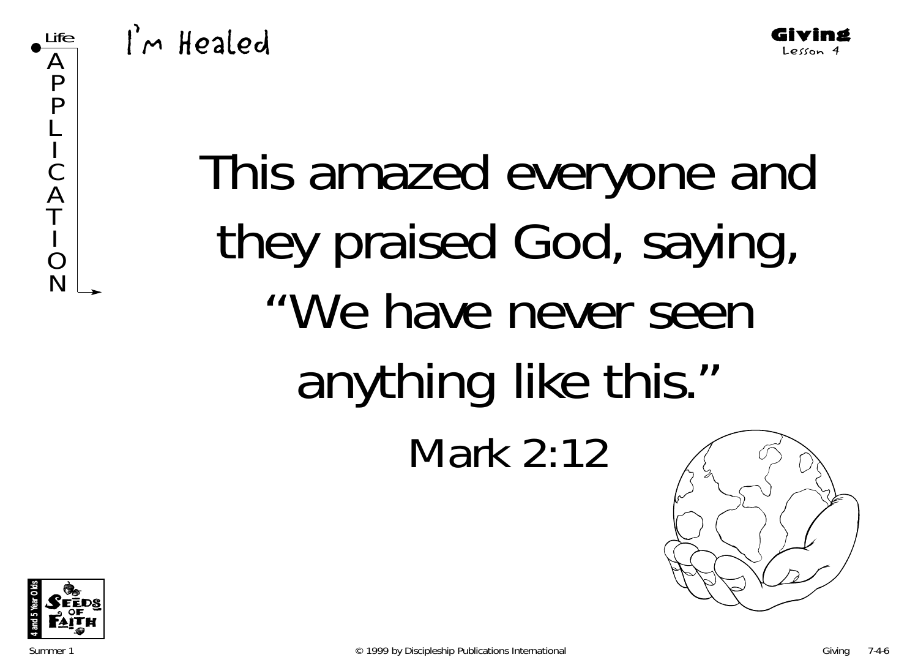# I'm Healed

**Giving**
Lesson 4

Life APPLICATION

This amazed everyone and they praised God, saying, "We have never seen anything like this."

Mark 2:12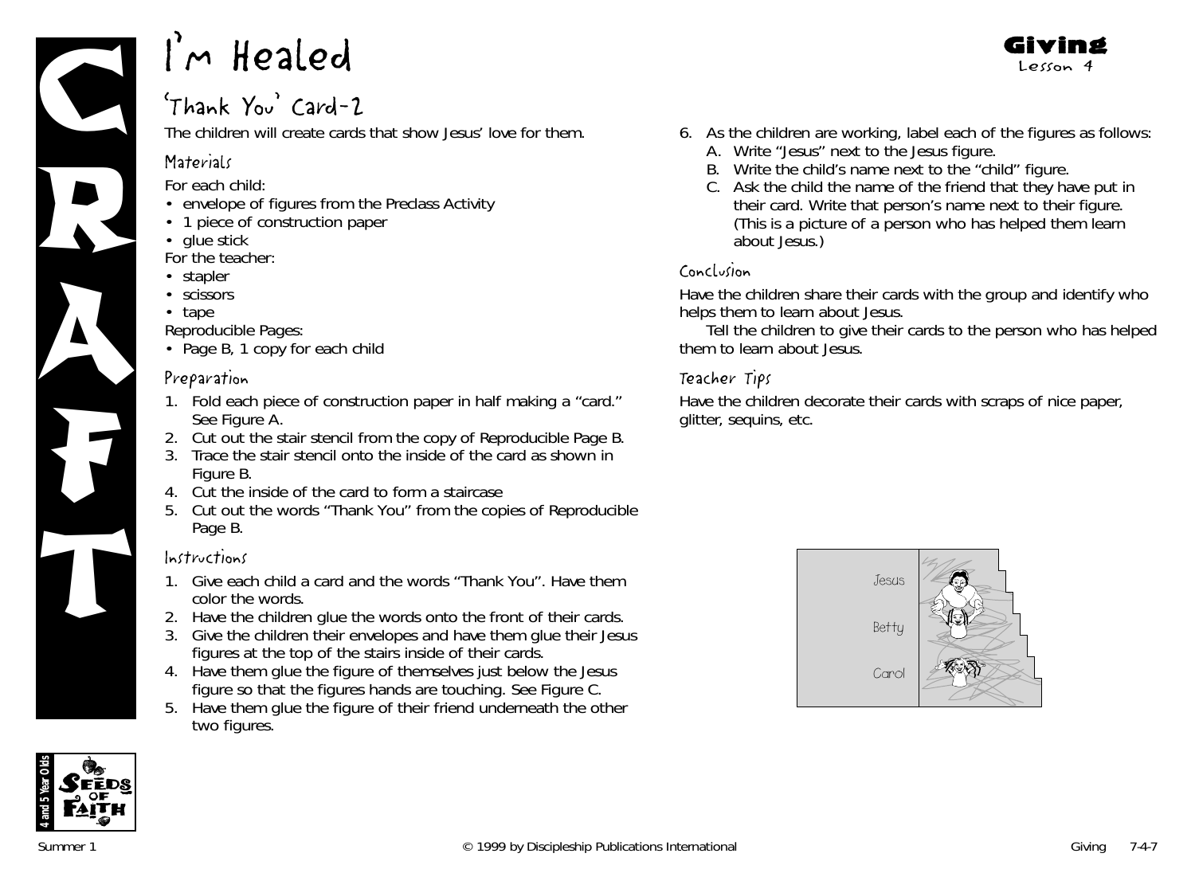# I'm Healed

**Giving**
Lesson 4

## 'Thank You' Card-2

The children will create cards that show Jesus' love for them.

### Materials

For each child:

- envelope of figures from the Preclass Activity
- 1 piece of construction paper
- glue stick

For the teacher:

- stapler
- scissors
- tape

Reproducible Pages:

- Page B, 1 copy for each child

### Preparation

1. Fold each piece of construction paper in half making a "card." See Figure A.
2. Cut out the stair stencil from the copy of Reproducible Page B.
3. Trace the stair stencil onto the inside of the card as shown in Figure B.
4. Cut the inside of the card to form a staircase
5. Cut out the words "Thank You" from the copies of Reproducible Page B.

### Instructions

1. Give each child a card and the words "Thank You". Have them color the words.
2. Have the children glue the words onto the front of their cards.
3. Give the children their envelopes and have them glue their Jesus figures at the top of the stairs inside of their cards.
4. Have them glue the figure of themselves just below the Jesus figure so that the figures hands are touching. See Figure C.
5. Have them glue the figure of their friend underneath the other two figures.
6. As the children are working, label each of the figures as follows:
   A. Write "Jesus" next to the Jesus figure.
   B. Write the child's name next to the "child" figure.
   C. Ask the child the name of the friend that they have put in their card. Write that person's name next to their figure. (This is a picture of a person who has helped them learn about Jesus.)

### Conclusion

Have the children share their cards with the group and identify who helps them to learn about Jesus.

Tell the children to give their cards to the person who has helped them to learn about Jesus.

### Teacher Tips

Have the children decorate their cards with scraps of nice paper, glitter, sequins, etc.

Jesus
Betty
Carol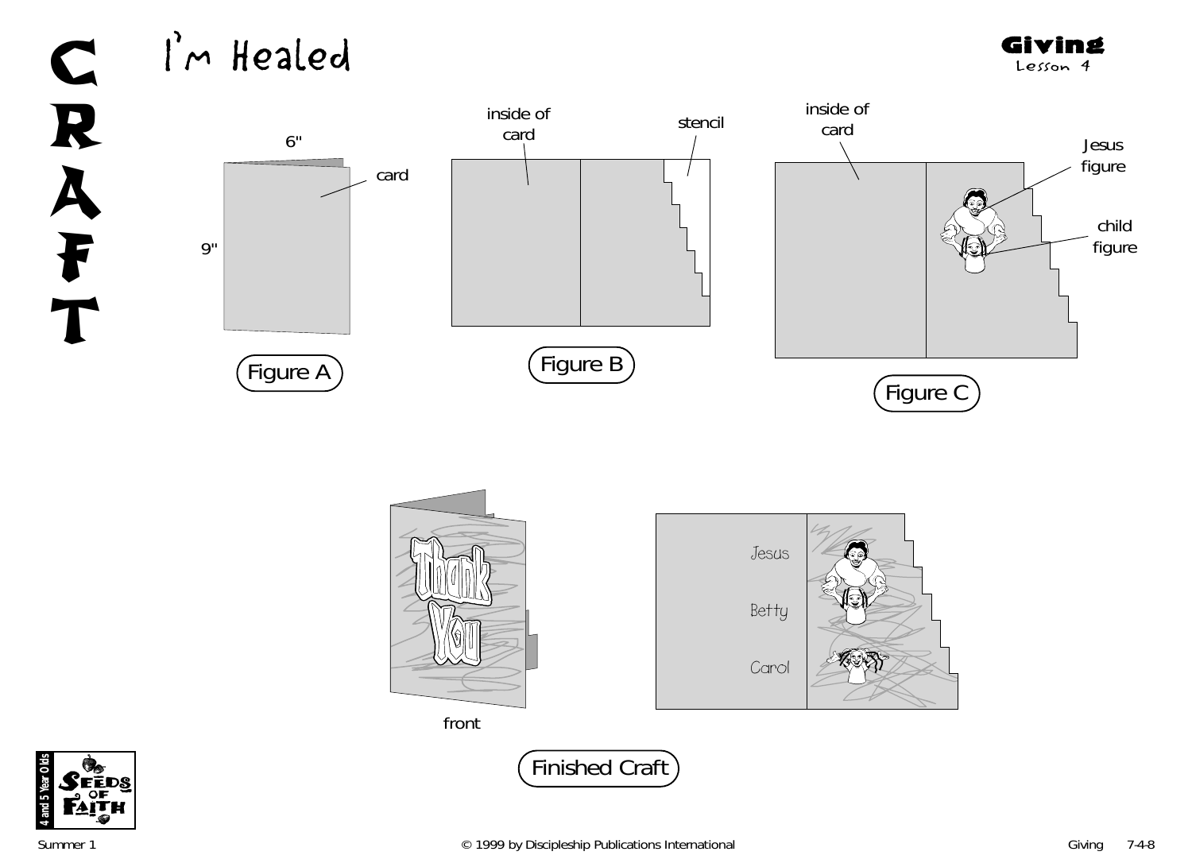# CRAFT

## I'm Healed

**Giving**
Lesson 4

6"

card

9"

Figure A

inside of card

stencil

Figure B

inside of card

Jesus figure

child figure

Figure C

Thank You

front

Jesus

Betty

Carol

Finished Craft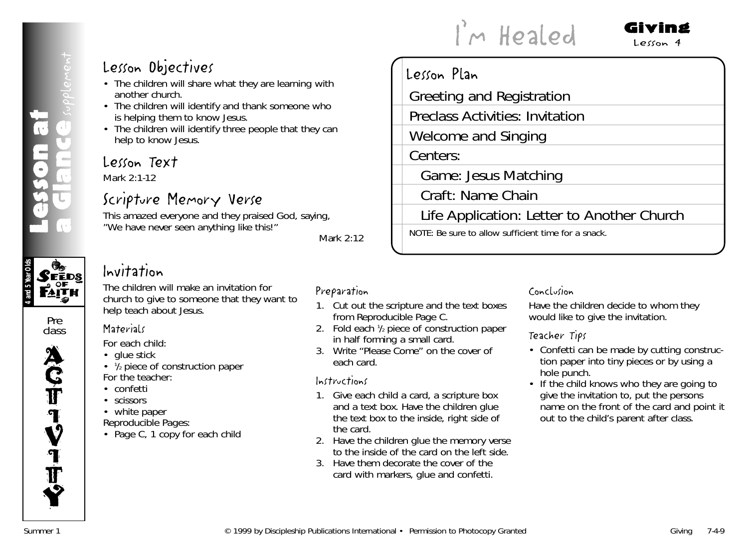# I'm Healed

**Giving**
Lesson 4

**Lesson at a Glance** supplement

4 and 5 Year Olds — Seeds of Faith

## Lesson Objectives

- The children will share what they are learning with another church.
- The children will identify and thank someone who is helping them to know Jesus.
- The children will identify three people that they can help to know Jesus.

## Lesson Text

Mark 2:1-12

## Scripture Memory Verse

This amazed everyone and they praised God, saying, "We have never seen anything like this!"

Mark 2:12

## Lesson Plan

- Greeting and Registration
- Preclass Activities: Invitation
- Welcome and Singing
- Centers:
  - Game: Jesus Matching
  - Craft: Name Chain
  - Life Application: Letter to Another Church

NOTE: Be sure to allow sufficient time for a snack.

Preclass ACTIVITY

## Invitation

The children will make an invitation for church to give to someone that they want to help teach about Jesus.

### Materials

For each child:
- glue stick
- ½ piece of construction paper

For the teacher:
- confetti
- scissors
- white paper

Reproducible Pages:
- Page C, 1 copy for each child

### Preparation

1. Cut out the scripture and the text boxes from Reproducible Page C.
2. Fold each ½ piece of construction paper in half forming a small card.
3. Write "Please Come" on the cover of each card.

### Instructions

1. Give each child a card, a scripture box and a text box. Have the children glue the text box to the inside, right side of the card.
2. Have the children glue the memory verse to the inside of the card on the left side.
3. Have them decorate the cover of the card with markers, glue and confetti.

### Conclusion

Have the children decide to whom they would like to give the invitation.

### Teacher Tips

- Confetti can be made by cutting construction paper into tiny pieces or by using a hole punch.
- If the child knows who they are going to give the invitation to, put the persons name on the front of the card and point it out to the child's parent after class.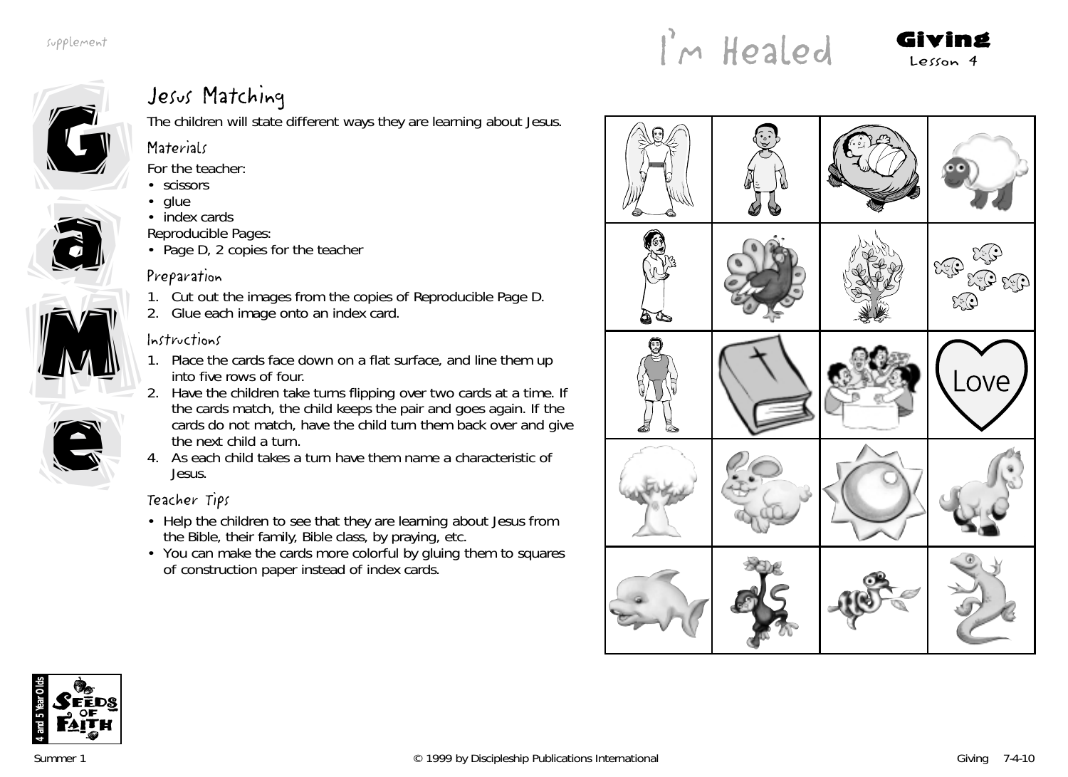supplement

# I'm Healed

**Giving**
Lesson 4

## Game

### Jesus Matching

The children will state different ways they are learning about Jesus.

#### Materials

For the teacher:
- scissors
- glue
- index cards

Reproducible Pages:
- Page D, 2 copies for the teacher

#### Preparation

1. Cut out the images from the copies of Reproducible Page D.
2. Glue each image onto an index card.

#### Instructions

1. Place the cards face down on a flat surface, and line them up into five rows of four.
2. Have the children take turns flipping over two cards at a time. If the cards match, the child keeps the pair and goes again. If the cards do not match, have the child turn them back over and give the next child a turn.
4. As each child takes a turn have them name a characteristic of Jesus.

#### Teacher Tips

- Help the children to see that they are learning about Jesus from the Bible, their family, Bible class, by praying, etc.
- You can make the cards more colorful by gluing them to squares of construction paper instead of index cards.

Love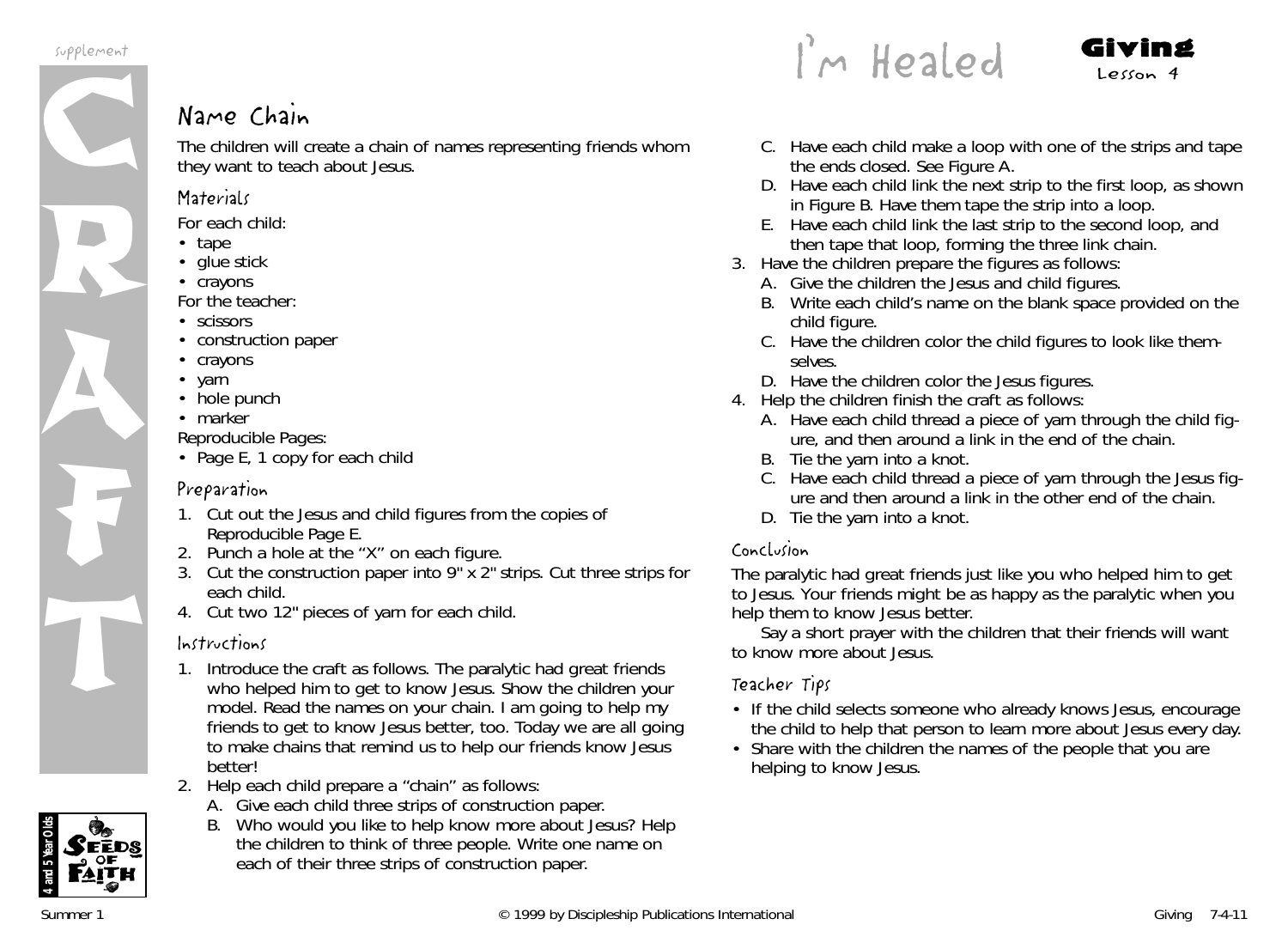# I'm Healed

**Giving**
Lesson 4

## Name Chain

The children will create a chain of names representing friends whom they want to teach about Jesus.

### Materials

For each child:

- tape
- glue stick
- crayons

For the teacher:

- scissors
- construction paper
- crayons
- yarn
- hole punch
- marker

Reproducible Pages:

- Page E, 1 copy for each child

### Preparation

1. Cut out the Jesus and child figures from the copies of Reproducible Page E.
2. Punch a hole at the "X" on each figure.
3. Cut the construction paper into 9" x 2" strips. Cut three strips for each child.
4. Cut two 12" pieces of yarn for each child.

### Instructions

1. Introduce the craft as follows. The paralytic had great friends who helped him to get to know Jesus. Show the children your model. Read the names on your chain. I am going to help my friends to get to know Jesus better, too. Today we are all going to make chains that remind us to help our friends know Jesus better!
2. Help each child prepare a "chain" as follows:
   A. Give each child three strips of construction paper.
   B. Who would you like to help know more about Jesus? Help the children to think of three people. Write one name on each of their three strips of construction paper.
   C. Have each child make a loop with one of the strips and tape the ends closed. See Figure A.
   D. Have each child link the next strip to the first loop, as shown in Figure B. Have them tape the strip into a loop.
   E. Have each child link the last strip to the second loop, and then tape that loop, forming the three link chain.
3. Have the children prepare the figures as follows:
   A. Give the children the Jesus and child figures.
   B. Write each child's name on the blank space provided on the child figure.
   C. Have the children color the child figures to look like themselves.
   D. Have the children color the Jesus figures.
4. Help the children finish the craft as follows:
   A. Have each child thread a piece of yarn through the child figure, and then around a link in the end of the chain.
   B. Tie the yarn into a knot.
   C. Have each child thread a piece of yarn through the Jesus figure and then around a link in the other end of the chain.
   D. Tie the yarn into a knot.

### Conclusion

The paralytic had great friends just like you who helped him to get to Jesus. Your friends might be as happy as the paralytic when you help them to know Jesus better.

Say a short prayer with the children that their friends will want to know more about Jesus.

### Teacher Tips

- If the child selects someone who already knows Jesus, encourage the child to help that person to learn more about Jesus every day.
- Share with the children the names of the people that you are helping to know Jesus.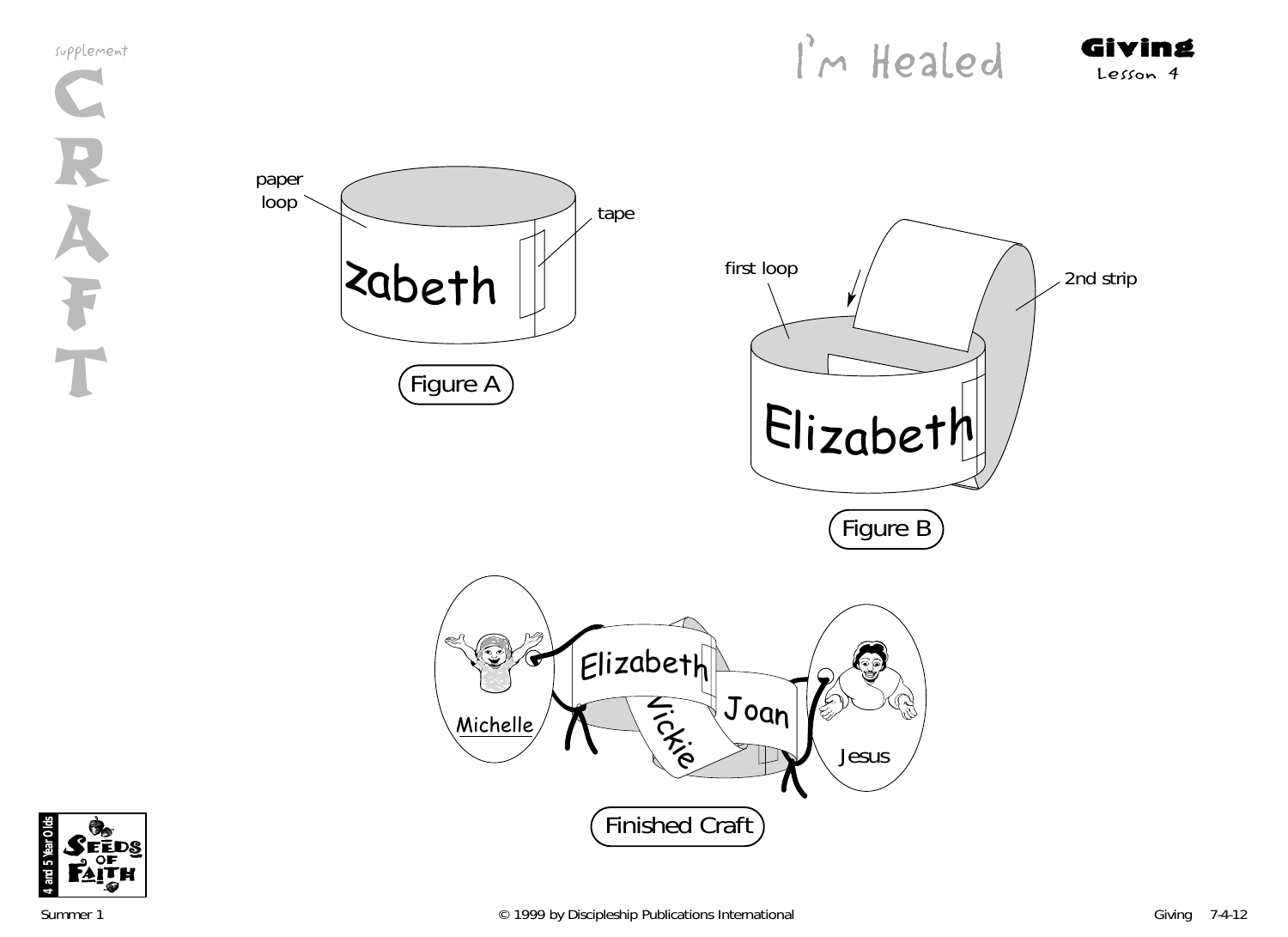# I'm Healed

**Giving**
Lesson 4

supplement

**CRAFT**

paper loop

zabeth

tape

Figure A

first loop

2nd strip

Elizabeth

Figure B

Michelle

Elizabeth

Vickie

Joan

Jesus

Finished Craft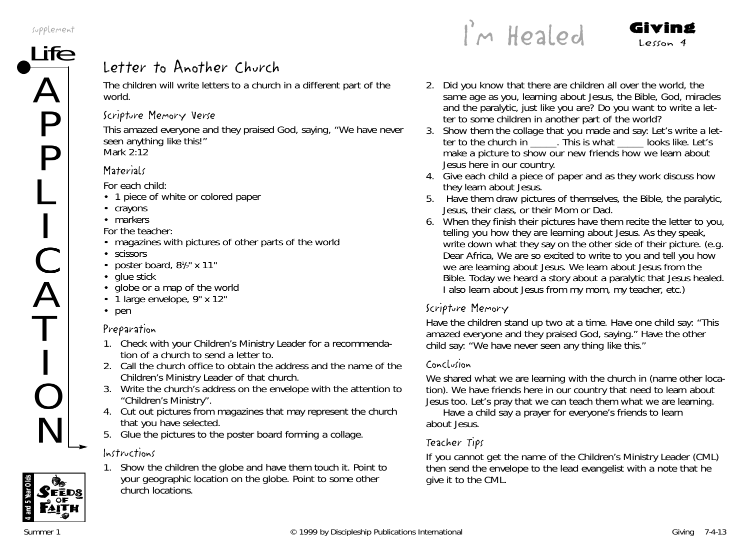# I'm Healed

**Giving**
Lesson 4

## Life APPLICATION

## Letter to Another Church

The children will write letters to a church in a different part of the world.

### Scripture Memory Verse

This amazed everyone and they praised God, saying, "We have never seen anything like this!"
Mark 2:12

### Materials

For each child:

- 1 piece of white or colored paper
- crayons
- markers

For the teacher:

- magazines with pictures of other parts of the world
- scissors
- poster board, 8½" x 11"
- glue stick
- globe or a map of the world
- 1 large envelope, 9" x 12"
- pen

### Preparation

1. Check with your Children's Ministry Leader for a recommendation of a church to send a letter to.
2. Call the church office to obtain the address and the name of the Children's Ministry Leader of that church.
3. Write the church's address on the envelope with the attention to "Children's Ministry".
4. Cut out pictures from magazines that may represent the church that you have selected.
5. Glue the pictures to the poster board forming a collage.

### Instructions

1. Show the children the globe and have them touch it. Point to your geographic location on the globe. Point to some other church locations.
2. Did you know that there are children all over the world, the same age as you, learning about Jesus, the Bible, God, miracles and the paralytic, just like you are? Do you want to write a letter to some children in another part of the world?
3. Show them the collage that you made and say: Let's write a letter to the church in _____. This is what _____ looks like. Let's make a picture to show our new friends how we learn about Jesus here in our country.
4. Give each child a piece of paper and as they work discuss how they learn about Jesus.
5. Have them draw pictures of themselves, the Bible, the paralytic, Jesus, their class, or their Mom or Dad.
6. When they finish their pictures have them recite the letter to you, telling you how they are learning about Jesus. As they speak, write down what they say on the other side of their picture. (e.g. Dear Africa, We are so excited to write to you and tell you how we are learning about Jesus. We learn about Jesus from the Bible. Today we heard a story about a paralytic that Jesus healed. I also learn about Jesus from my mom, my teacher, etc.)

### Scripture Memory

Have the children stand up two at a time. Have one child say: "This amazed everyone and they praised God, saying." Have the other child say: "We have never seen any thing like this."

### Conclusion

We shared what we are learning with the church in (name other location). We have friends here in our country that need to learn about Jesus too. Let's pray that we can teach them what we are learning.

Have a child say a prayer for everyone's friends to learn about Jesus.

### Teacher Tips

If you cannot get the name of the Children's Ministry Leader (CML) then send the envelope to the lead evangelist with a note that he give it to the CML.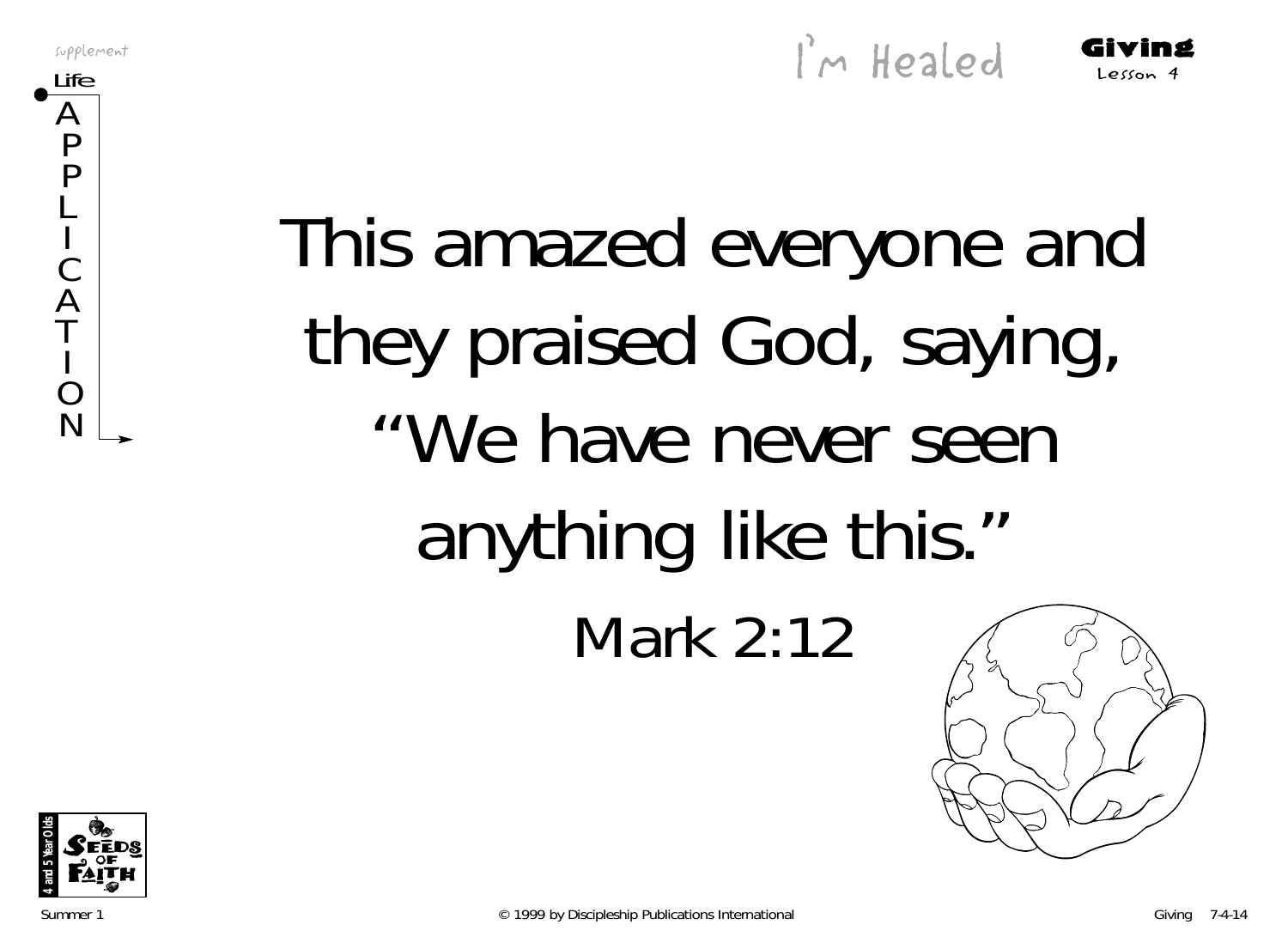supplement

Life APPLICATION

I'm Healed

**Giving**
Lesson 4

# This amazed everyone and they praised God, saying, "We have never seen anything like this."

Mark 2:12

4 and 5 Year Olds
SEEDS OF FAITH

Summer 1 © 1999 by Discipleship Publications International Giving 7-4-14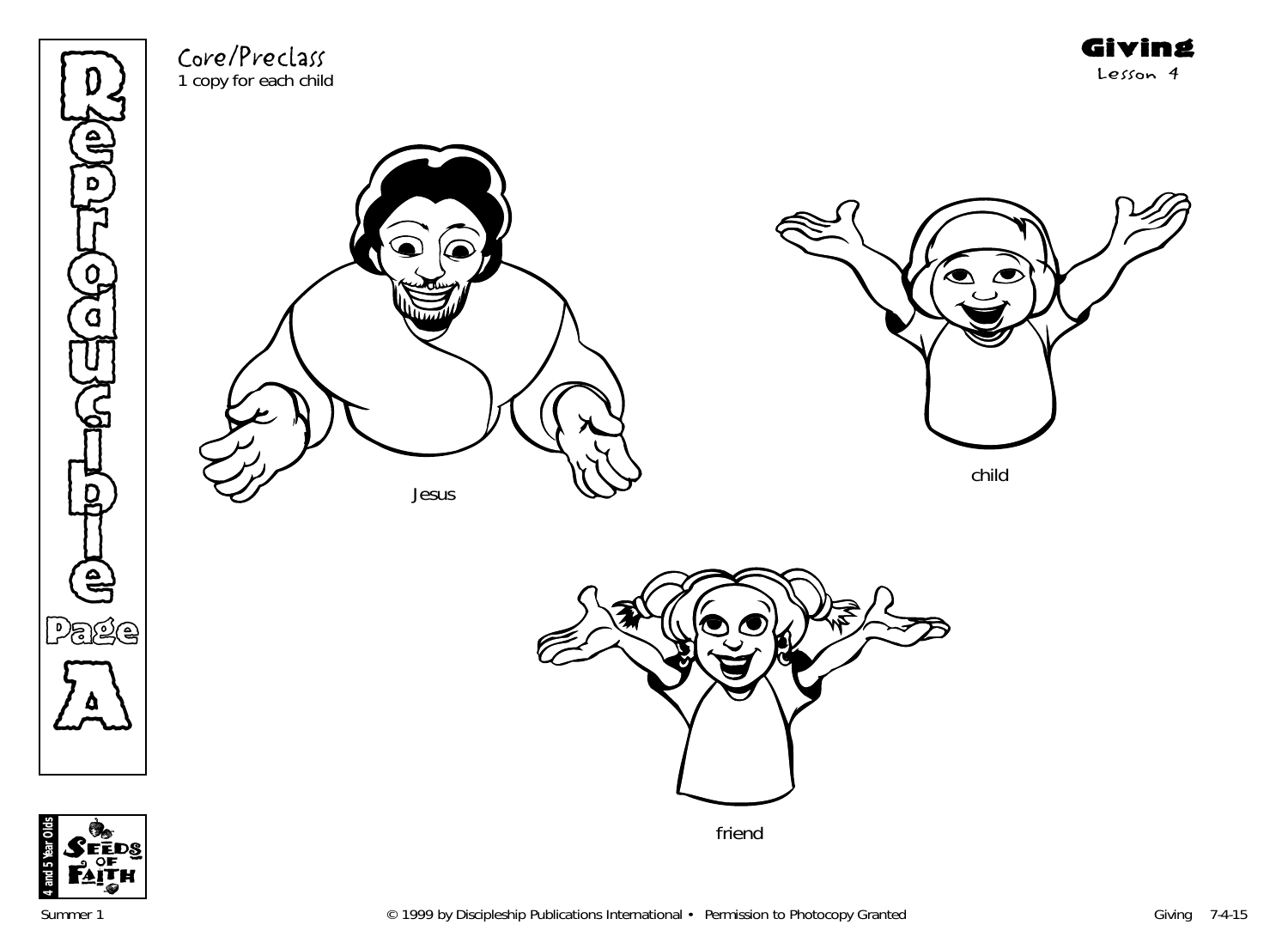Core/Preclass
1 copy for each child

# Giving
Lesson 4

Reproducible Page A

Jesus

child

friend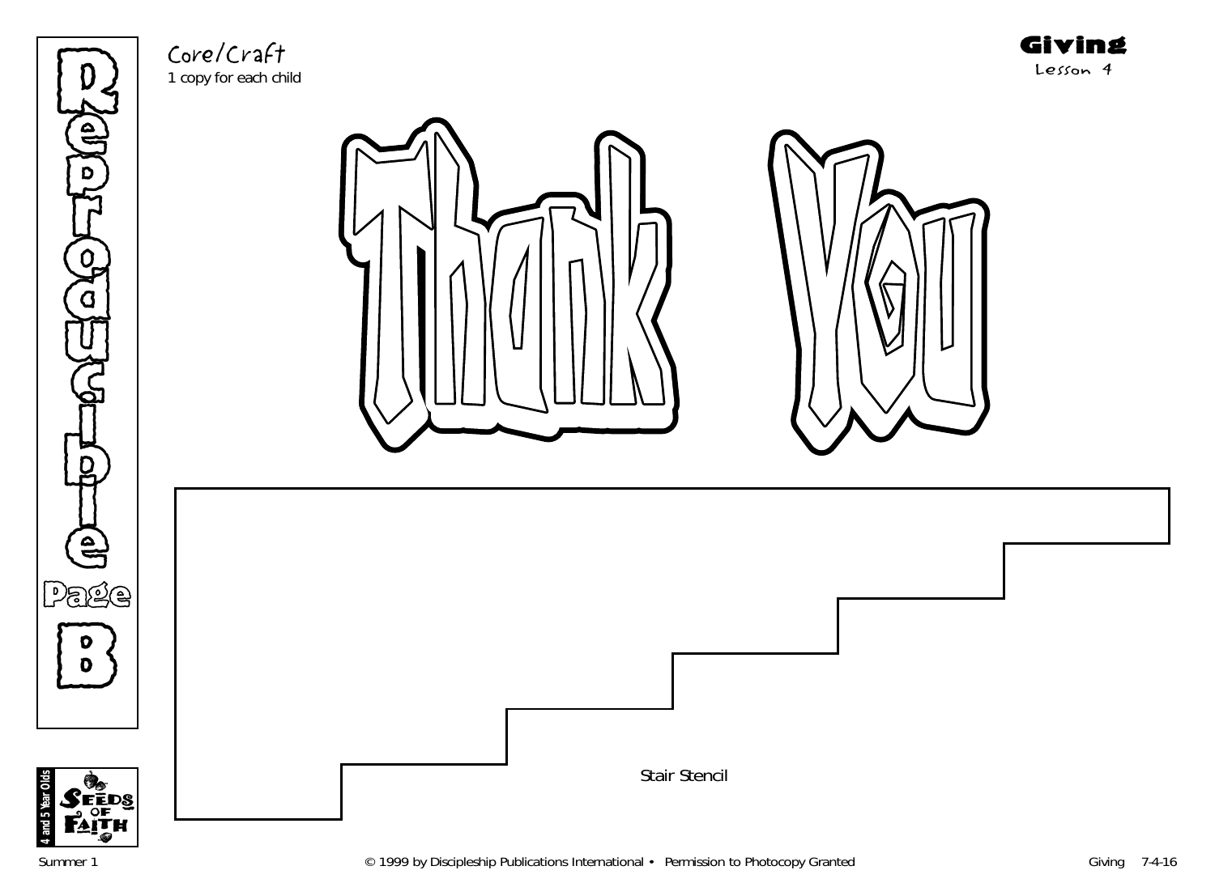Core/Craft

1 copy for each child

**Giving**

Lesson 4

# Thank You

Stair Stencil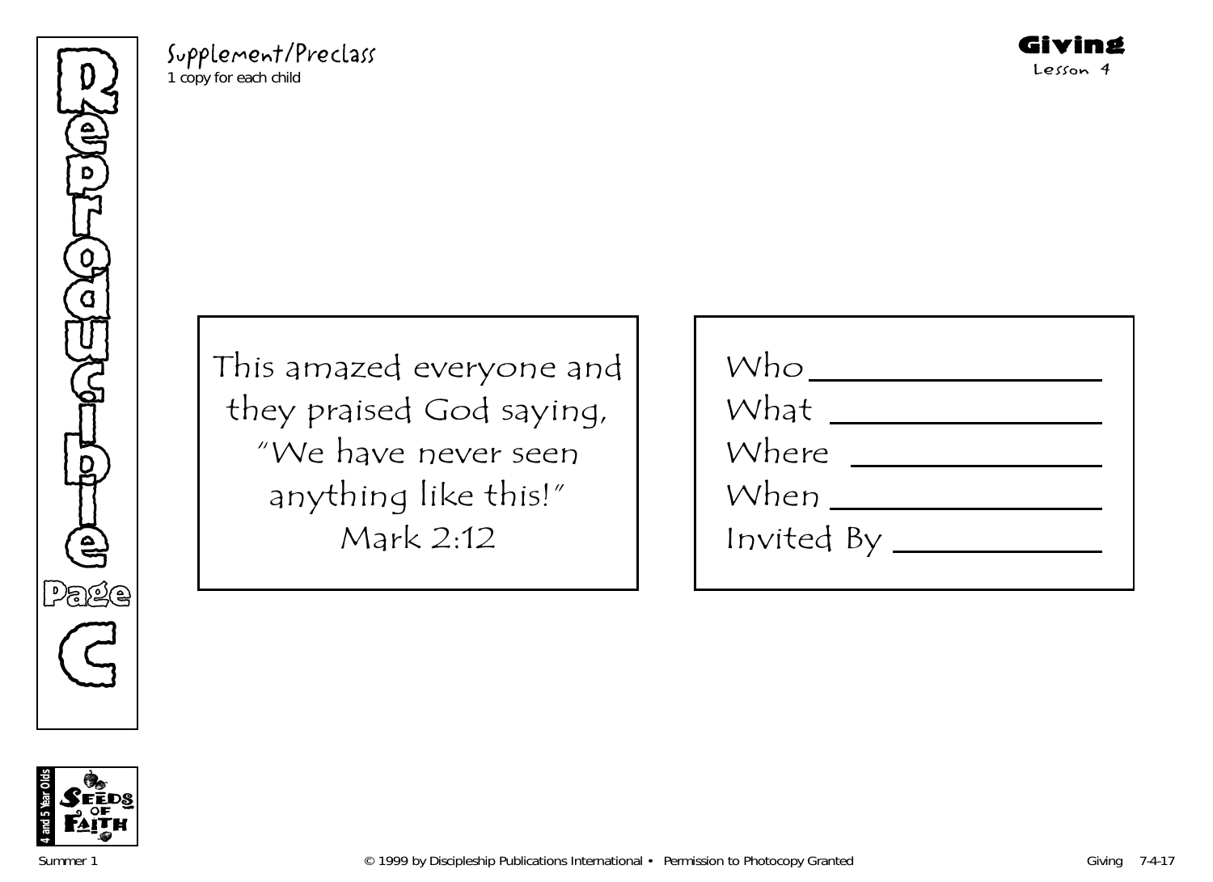# Reproducible Page C

Supplement/Preclass
1 copy for each child

**Giving**
Lesson 4

This amazed everyone and
they praised God saying,
"We have never seen
anything like this!"
Mark 2:12

Who ____________________
What ____________________
Where ____________________
When ____________________
Invited By ____________________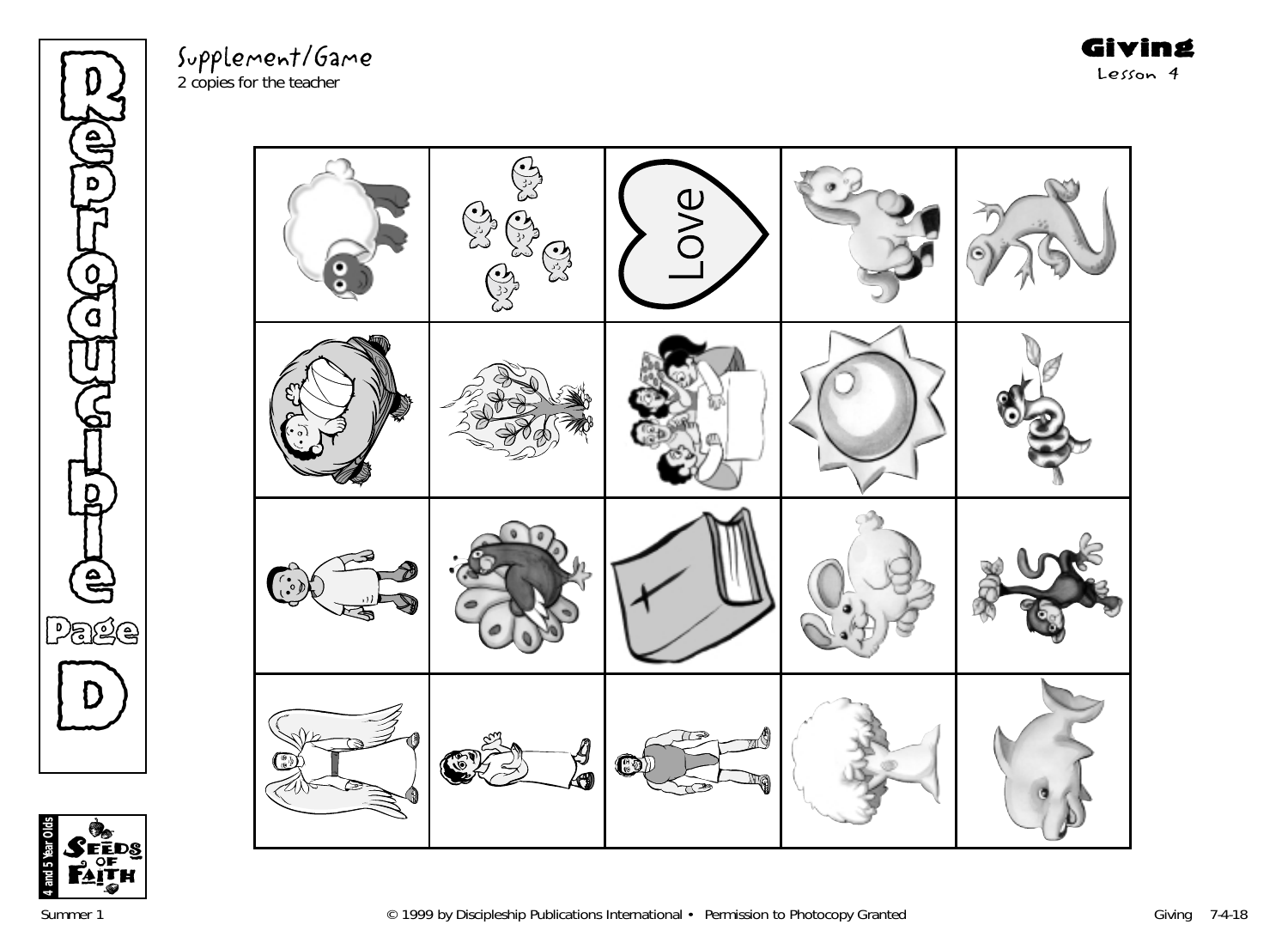Supplement/Game
2 copies for the teacher

**Giving**
Lesson 4

| | | | | |
|---|---|---|---|---|
| | | Love | | |
| | | | | |
| | | | | |
| | | | | |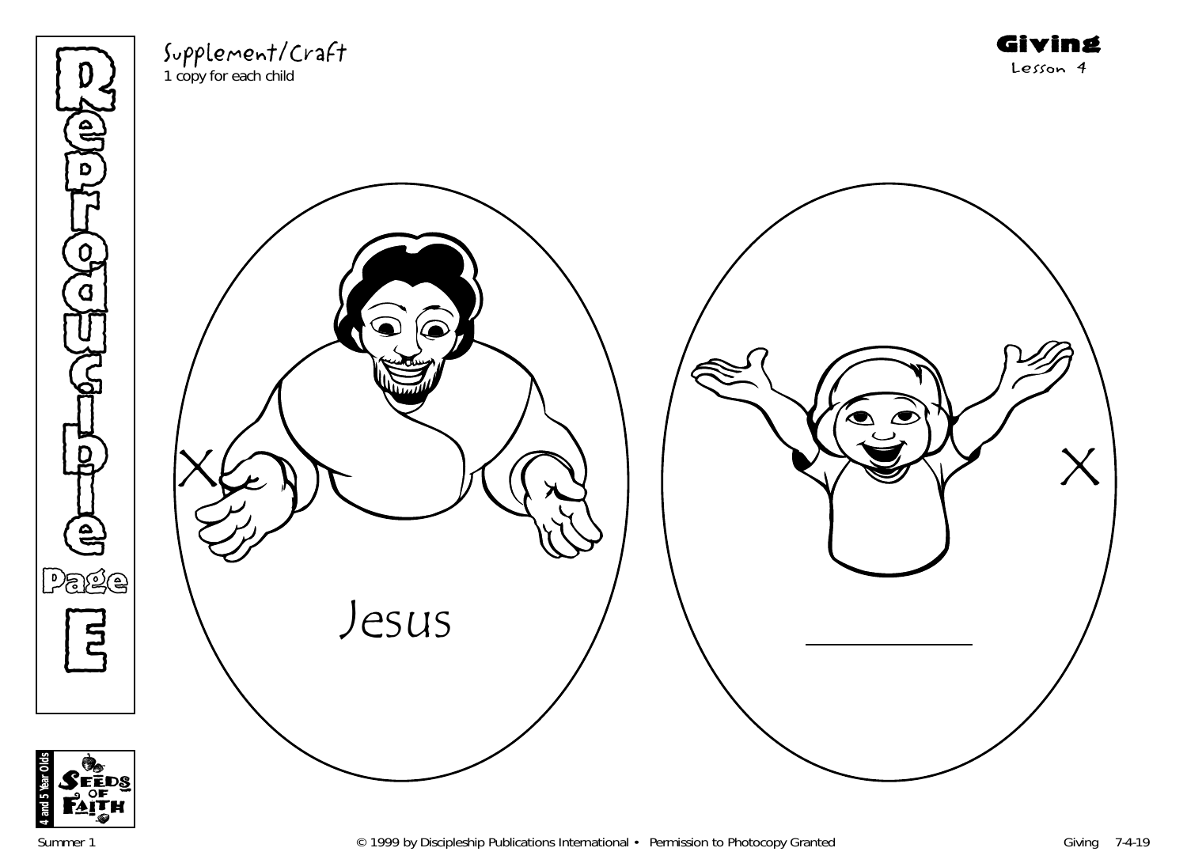# Reproducible Page E

Supplement/Craft
1 copy for each child

**Giving**
Lesson 4

X

Jesus

X

\_\_\_\_\_\_\_\_\_\_\_\_

4 and 5 Year Olds
SEEDS OF FAITH

Summer 1 © 1999 by Discipleship Publications International • Permission to Photocopy Granted Giving 7-4-19